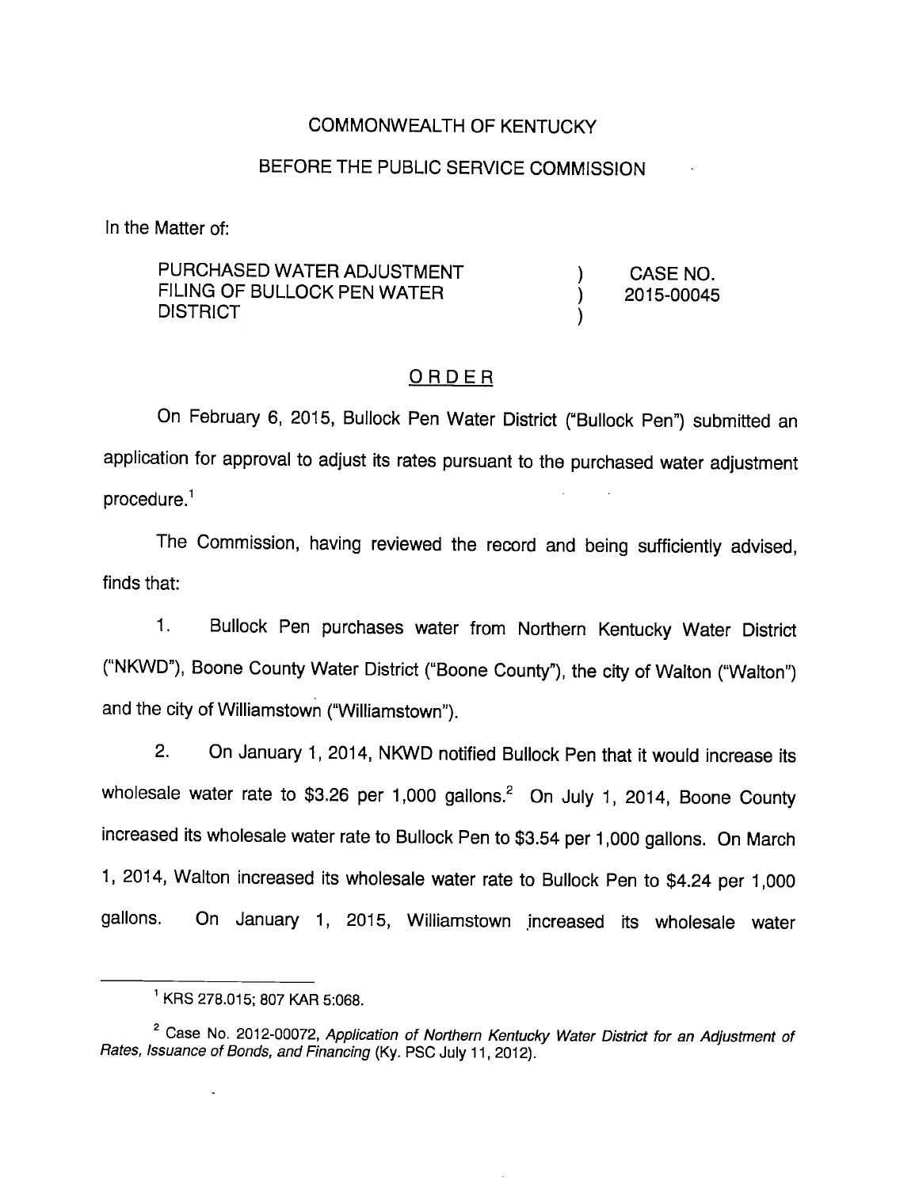COMMONWEALTH OF KENTUCKY

BEFORE THE PUBLIC SERVICE COMMISSION

In the Matter of:

| | | |
|---|---|---|
| PURCHASED WATER ADJUSTMENT FILING OF BULLOCK PEN WATER DISTRICT | ) ) ) | CASE NO. 2015-00045 |

## ORDER

On February 6, 2015, Bullock Pen Water District ("Bullock Pen") submitted an application for approval to adjust its rates pursuant to the purchased water adjustment procedure.[1]

The Commission, having reviewed the record and being sufficiently advised, finds that:

1. Bullock Pen purchases water from Northern Kentucky Water District ("NKWD"), Boone County Water District ("Boone County"), the city of Walton ("Walton") and the city of Williamstown ("Williamstown").

2. On January 1, 2014, NKWD notified Bullock Pen that it would increase its wholesale water rate to $3.26 per 1,000 gallons.[2] On July 1, 2014, Boone County increased its wholesale water rate to Bullock Pen to $3.54 per 1,000 gallons. On March 1, 2014, Walton increased its wholesale water rate to Bullock Pen to $4.24 per 1,000 gallons. On January 1, 2015, Williamstown increased its wholesale water

---

[1] KRS 278.015; 807 KAR 5:068.

[2] Case No. 2012-00072, *Application of Northern Kentucky Water District for an Adjustment of Rates, Issuance of Bonds, and Financing* (Ky. PSC July 11, 2012).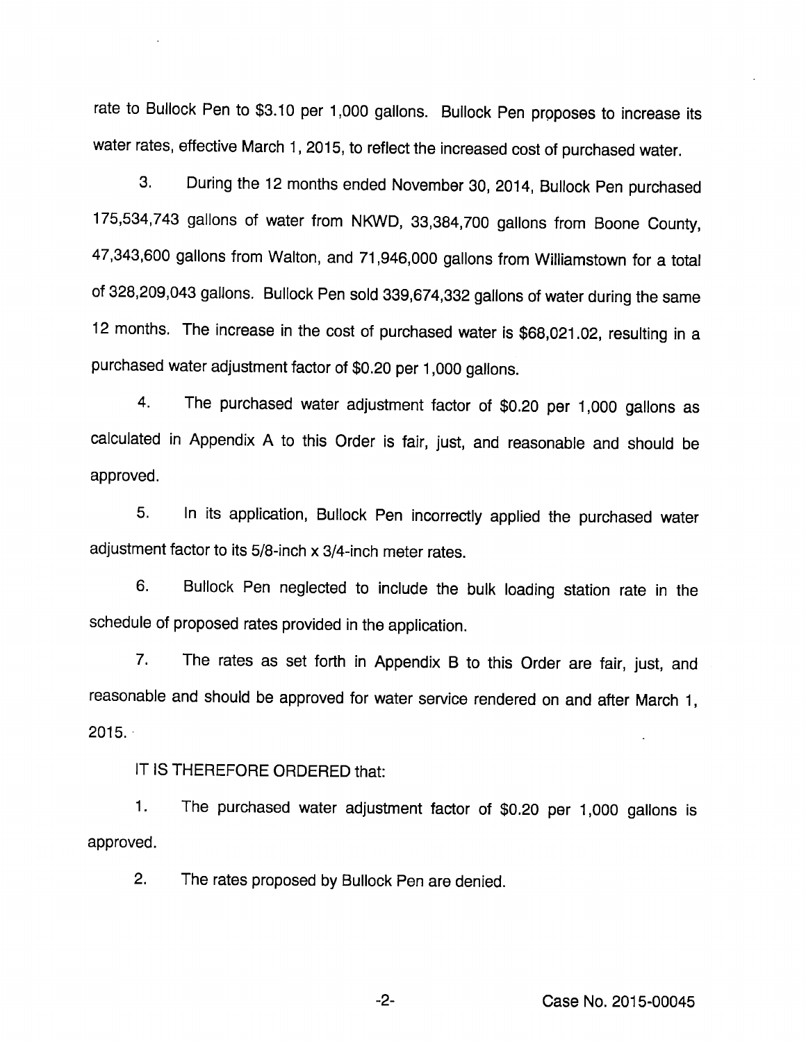rate to Bullock Pen to $3.10 per 1,000 gallons. Bullock Pen proposes to increase its water rates, effective March 1, 2015, to reflect the increased cost of purchased water.

3. During the 12 months ended November 30, 2014, Bullock Pen purchased 175,534,743 gallons of water from NKWD, 33,384,700 gallons from Boone County, 47,343,600 gallons from Walton, and 71,946,000 gallons from Williamstown for a total of 328,209,043 gallons. Bullock Pen sold 339,674,332 gallons of water during the same 12 months. The increase in the cost of purchased water is $68,021.02, resulting in a purchased water adjustment factor of $0.20 per 1,000 gallons.

4. The purchased water adjustment factor of $0.20 per 1,000 gallons as calculated in Appendix A to this Order is fair, just, and reasonable and should be approved.

5. In its application, Bullock Pen incorrectly applied the purchased water adjustment factor to its 5/8-inch x 3/4-inch meter rates.

6. Bullock Pen neglected to include the bulk loading station rate in the schedule of proposed rates provided in the application.

7. The rates as set forth in Appendix B to this Order are fair, just, and reasonable and should be approved for water service rendered on and after March 1, 2015.

IT IS THEREFORE ORDERED that:

1. The purchased water adjustment factor of $0.20 per 1,000 gallons is approved.

2. The rates proposed by Bullock Pen are denied.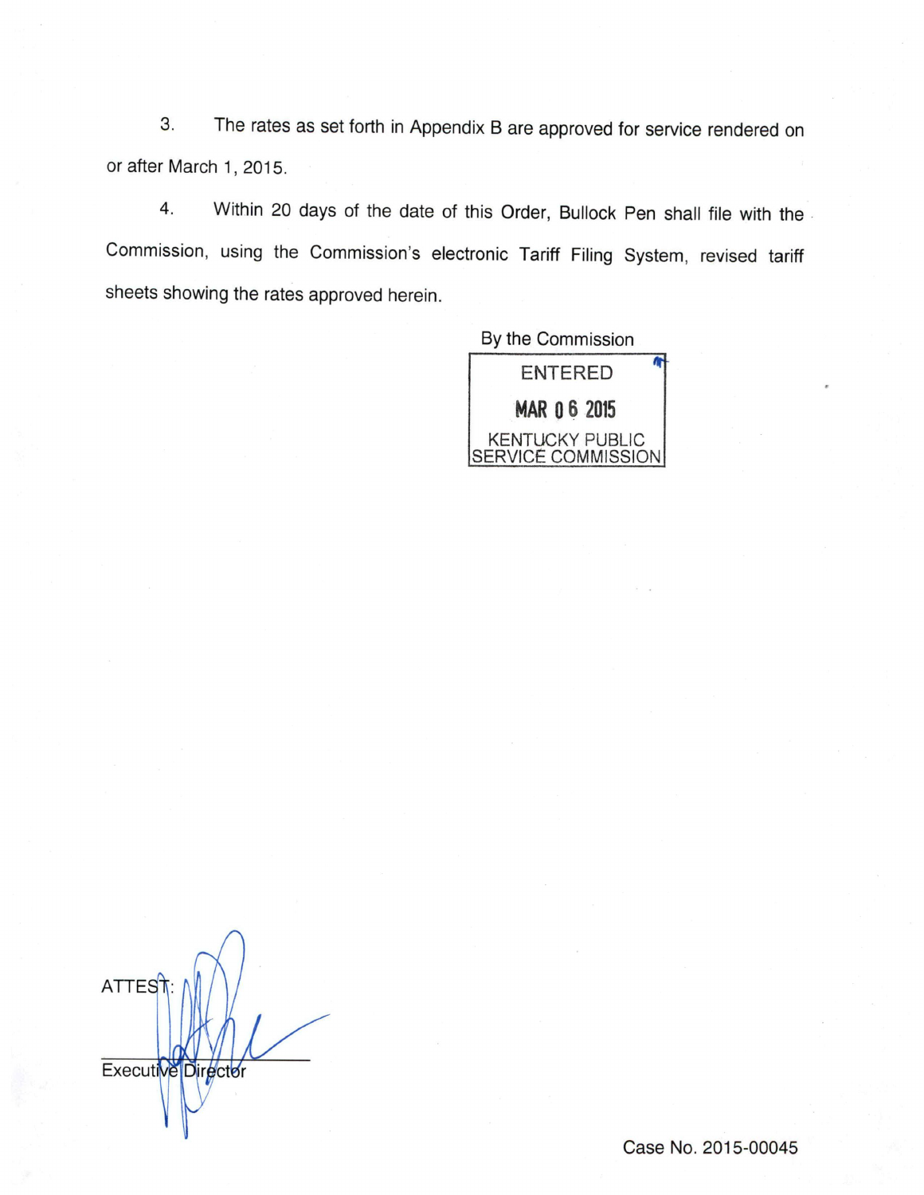3. The rates as set forth in Appendix B are approved for service rendered on or after March 1, 2015.

4. Within 20 days of the date of this Order, Bullock Pen shall file with the Commission, using the Commission's electronic Tariff Filing System, revised tariff sheets showing the rates approved herein.

By the Commission

ENTERED

MAR 06 2015

KENTUCKY PUBLIC SERVICE COMMISSION

ATTEST:

Executive Director

Case No. 2015-00045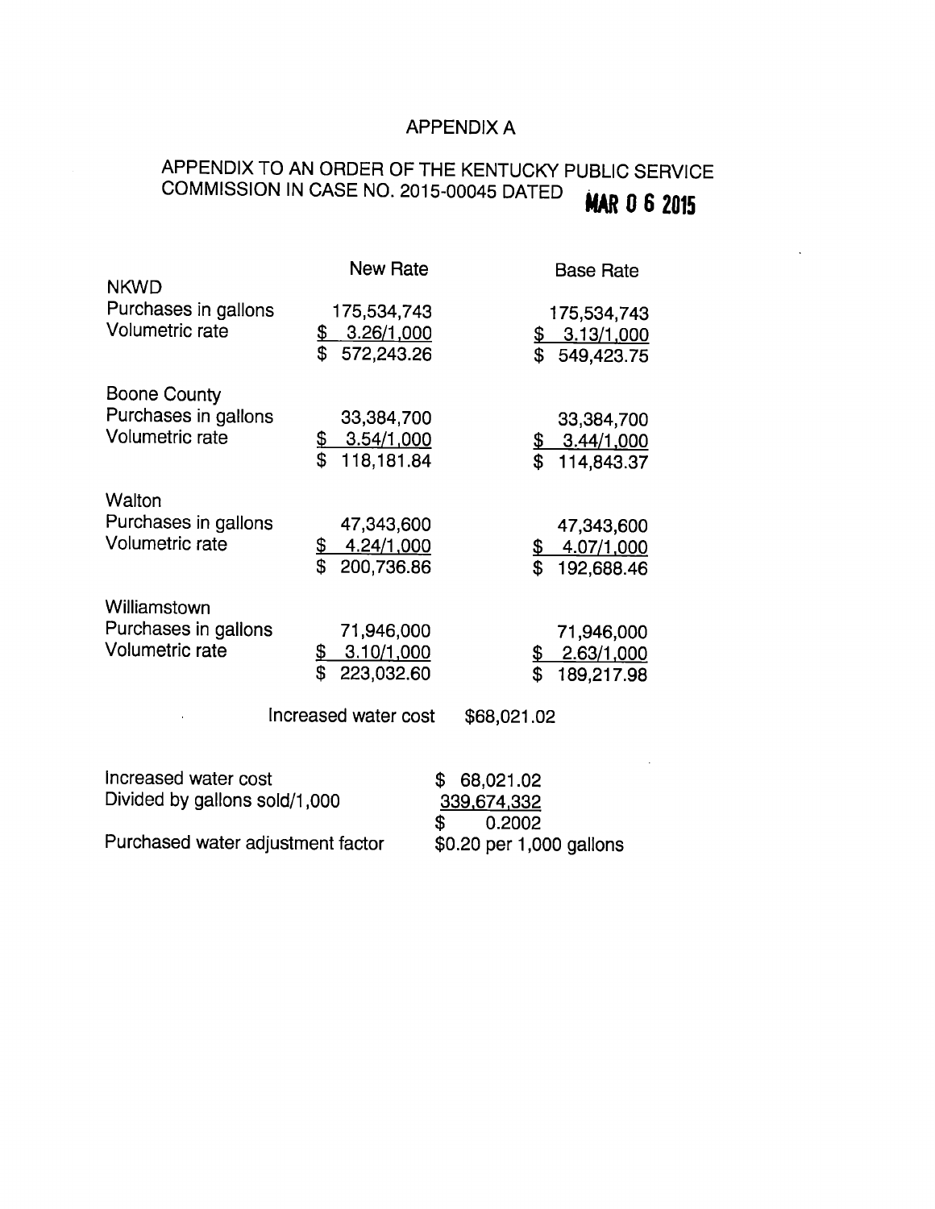# APPENDIX A

## APPENDIX TO AN ORDER OF THE KENTUCKY PUBLIC SERVICE COMMISSION IN CASE NO. 2015-00045 DATED MAR 0 6 2015

| | New Rate | Base Rate |
|---|---|---|
| **NKWD** | | |
| Purchases in gallons | 175,534,743 | 175,534,743 |
| Volumetric rate | $ 3.26/1,000 | $ 3.13/1,000 |
| | $ 572,243.26 | $ 549,423.75 |
| **Boone County** | | |
| Purchases in gallons | 33,384,700 | 33,384,700 |
| Volumetric rate | $ 3.54/1,000 | $ 3.44/1,000 |
| | $ 118,181.84 | $ 114,843.37 |
| **Walton** | | |
| Purchases in gallons | 47,343,600 | 47,343,600 |
| Volumetric rate | $ 4.24/1,000 | $ 4.07/1,000 |
| | $ 200,736.86 | $ 192,688.46 |
| **Williamstown** | | |
| Purchases in gallons | 71,946,000 | 71,946,000 |
| Volumetric rate | $ 3.10/1,000 | $ 2.63/1,000 |
| | $ 223,032.60 | $ 189,217.98 |

Increased water cost $68,021.02

| | |
|---|---|
| Increased water cost | $ 68,021.02 |
| Divided by gallons sold/1,000 | 339,674,332 |
| | $ 0.2002 |
| Purchased water adjustment factor | $0.20 per 1,000 gallons |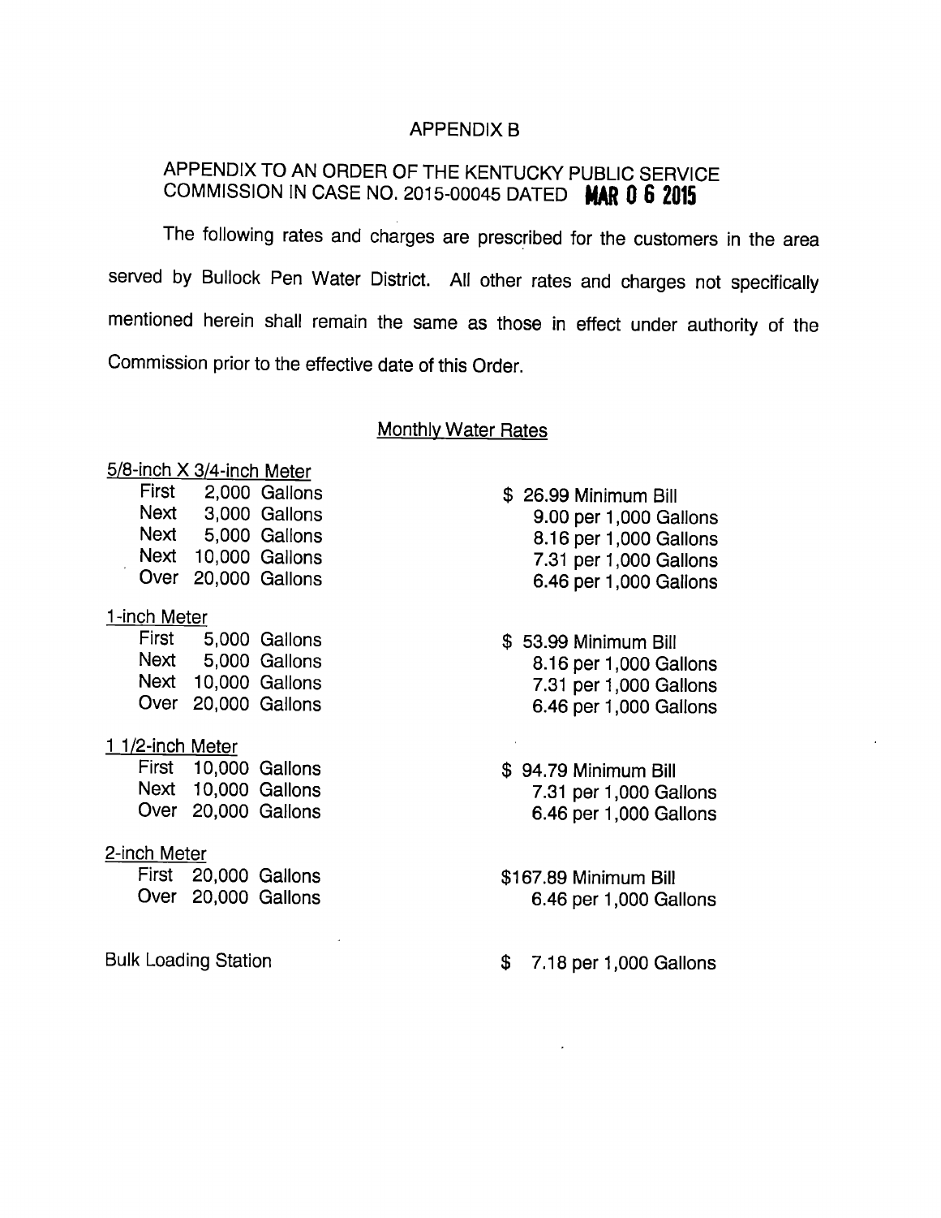# APPENDIX B

## APPENDIX TO AN ORDER OF THE KENTUCKY PUBLIC SERVICE COMMISSION IN CASE NO. 2015-00045 DATED MAR 0 6 2015

The following rates and charges are prescribed for the customers in the area served by Bullock Pen Water District. All other rates and charges not specifically mentioned herein shall remain the same as those in effect under authority of the Commission prior to the effective date of this Order.

### Monthly Water Rates

| 5/8-inch X 3/4-inch Meter | |
|---|---|
| First 2,000 Gallons | $ 26.99 Minimum Bill |
| Next 3,000 Gallons | 9.00 per 1,000 Gallons |
| Next 5,000 Gallons | 8.16 per 1,000 Gallons |
| Next 10,000 Gallons | 7.31 per 1,000 Gallons |
| Over 20,000 Gallons | 6.46 per 1,000 Gallons |
| **1-inch Meter** | |
| First 5,000 Gallons | $ 53.99 Minimum Bill |
| Next 5,000 Gallons | 8.16 per 1,000 Gallons |
| Next 10,000 Gallons | 7.31 per 1,000 Gallons |
| Over 20,000 Gallons | 6.46 per 1,000 Gallons |
| **1 1/2-inch Meter** | |
| First 10,000 Gallons | $ 94.79 Minimum Bill |
| Next 10,000 Gallons | 7.31 per 1,000 Gallons |
| Over 20,000 Gallons | 6.46 per 1,000 Gallons |
| **2-inch Meter** | |
| First 20,000 Gallons | $167.89 Minimum Bill |
| Over 20,000 Gallons | 6.46 per 1,000 Gallons |
| **Bulk Loading Station** | $ 7.18 per 1,000 Gallons |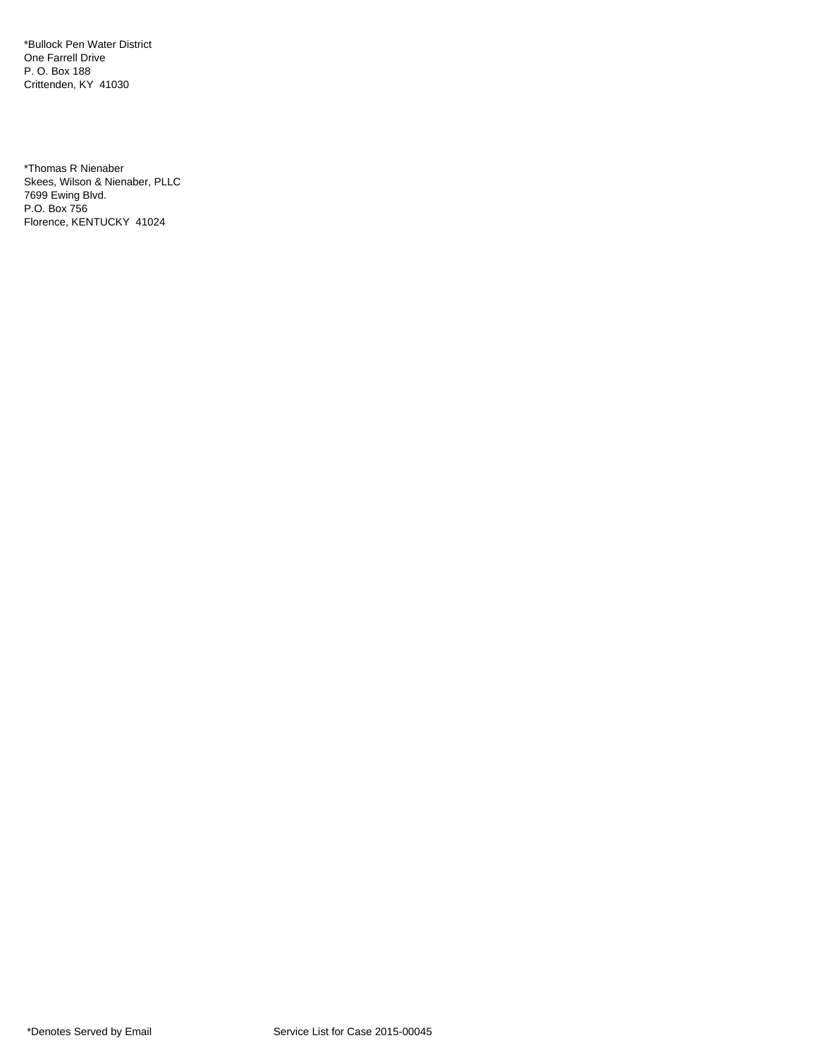*Bullock Pen Water District
One Farrell Drive
P. O. Box 188
Crittenden, KY  41030

*Thomas R Nienaber
Skees, Wilson & Nienaber, PLLC
7699 Ewing Blvd.
P.O. Box 756
Florence, KENTUCKY  41024

*Denotes Served by Email

Service List for Case 2015-00045